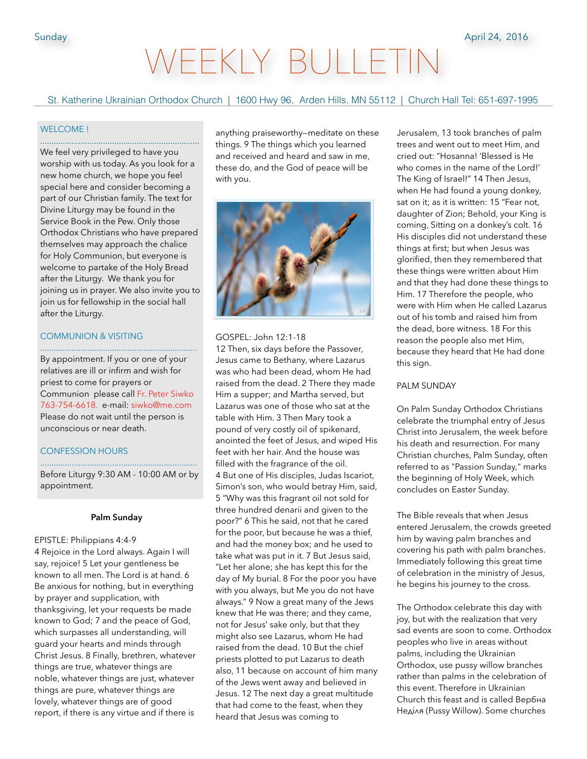Sunday April 24, 2016

# WEEKLY BULLETIN

St. Katherine Ukrainian Orthodox Church | 1600 Hwy 96, Arden Hills, MN 55112 | Church Hall Tel: 651-697-1995

## WELCOME !

We feel very privileged to have you worship with us today. As you look for a new home church, we hope you feel special here and consider becoming a part of our Christian family. The text for Divine Liturgy may be found in the Service Book in the Pew. Only those Orthodox Christians who have prepared themselves may approach the chalice for Holy Communion, but everyone is welcome to partake of the Holy Bread after the Liturgy. We thank you for joining us in prayer. We also invite you to join us for fellowship in the social hall after the Liturgy.

## COMMUNION & VISITING

By appointment. If you or one of your relatives are ill or infirm and wish for priest to come for prayers or Communion please call Fr. Peter Siwko 763-754-6618. e-mail: siwko@me.com Please do not wait until the person is unconscious or near death.

## CONFESSION HOURS

Before Liturgy 9:30 AM - 10:00 AM or by appointment.

**Palm Sunday**

EPISTLE: Philippians 4:4-9
4 Rejoice in the Lord always. Again I will say, rejoice! 5 Let your gentleness be known to all men. The Lord is at hand. 6 Be anxious for nothing, but in everything by prayer and supplication, with thanksgiving, let your requests be made known to God; 7 and the peace of God, which surpasses all understanding, will guard your hearts and minds through Christ Jesus. 8 Finally, brethren, whatever things are true, whatever things are noble, whatever things are just, whatever things are pure, whatever things are lovely, whatever things are of good report, if there is any virtue and if there is anything praiseworthy—meditate on these things. 9 The things which you learned and received and heard and saw in me, these do, and the God of peace will be with you.

GOSPEL: John 12:1-18
12 Then, six days before the Passover, Jesus came to Bethany, where Lazarus was who had been dead, whom He had raised from the dead. 2 There they made Him a supper; and Martha served, but Lazarus was one of those who sat at the table with Him. 3 Then Mary took a pound of very costly oil of spikenard, anointed the feet of Jesus, and wiped His feet with her hair. And the house was filled with the fragrance of the oil.
4 But one of His disciples, Judas Iscariot, Simon's son, who would betray Him, said, 5 "Why was this fragrant oil not sold for three hundred denarii and given to the poor?" 6 This he said, not that he cared for the poor, but because he was a thief, and had the money box; and he used to take what was put in it. 7 But Jesus said, "Let her alone; she has kept this for the day of My burial. 8 For the poor you have with you always, but Me you do not have always." 9 Now a great many of the Jews knew that He was there; and they came, not for Jesus' sake only, but that they might also see Lazarus, whom He had raised from the dead. 10 But the chief priests plotted to put Lazarus to death also, 11 because on account of him many of the Jews went away and believed in Jesus. 12 The next day a great multitude that had come to the feast, when they heard that Jesus was coming to Jerusalem, 13 took branches of palm trees and went out to meet Him, and cried out: "Hosanna! 'Blessed is He who comes in the name of the Lord!' The King of Israel!" 14 Then Jesus, when He had found a young donkey, sat on it; as it is written: 15 "Fear not, daughter of Zion; Behold, your King is coming, Sitting on a donkey's colt. 16 His disciples did not understand these things at first; but when Jesus was glorified, then they remembered that these things were written about Him and that they had done these things to Him. 17 Therefore the people, who were with Him when He called Lazarus out of his tomb and raised him from the dead, bore witness. 18 For this reason the people also met Him, because they heard that He had done this sign.

PALM SUNDAY

On Palm Sunday Orthodox Christians celebrate the triumphal entry of Jesus Christ into Jerusalem, the week before his death and resurrection. For many Christian churches, Palm Sunday, often referred to as "Passion Sunday," marks the beginning of Holy Week, which concludes on Easter Sunday.

The Bible reveals that when Jesus entered Jerusalem, the crowds greeted him by waving palm branches and covering his path with palm branches. Immediately following this great time of celebration in the ministry of Jesus, he begins his journey to the cross.

The Orthodox celebrate this day with joy, but with the realization that very sad events are soon to come. Orthodox peoples who live in areas without palms, including the Ukrainian Orthodox, use pussy willow branches rather than palms in the celebration of this event. Therefore in Ukrainian Church this feast and is called Вербна Неділя (Pussy Willow). Some churches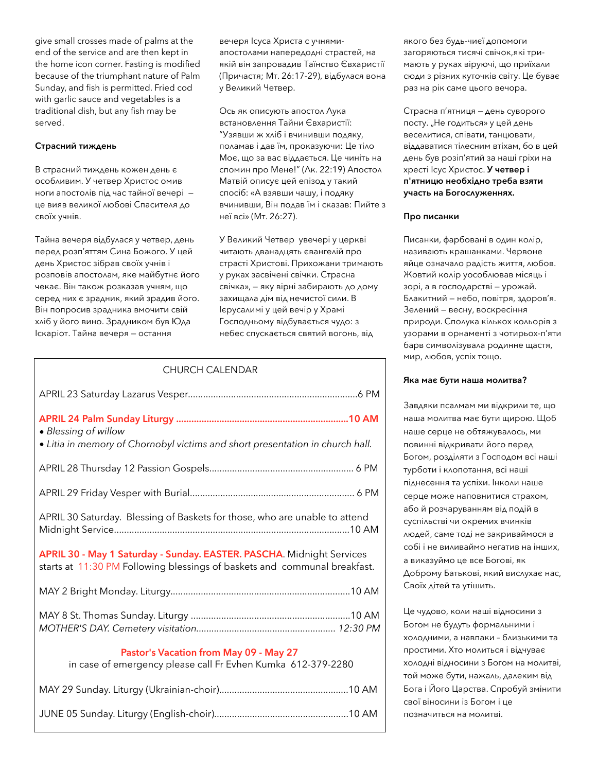give small crosses made of palms at the end of the service and are then kept in the home icon corner. Fasting is modified because of the triumphant nature of Palm Sunday, and fish is permitted. Fried cod with garlic sauce and vegetables is a traditional dish, but any fish may be served.

**Страсний тиждень**

В страсний тиждень кожен день є особливим. У четвер Христос омив ноги апостолів під час тайної вечері – це вияв великої любові Спасителя до своїх учнів.

Тайна вечеря відбулася у четвер, день перед розп'яттям Сина Божого. У цей день Христос зібрав своїх учнів і розповів апостолам, яке майбутнє його чекає. Він також розказав учням, що серед них є зрадник, який зрадив його. Він попросив зрадника вмочити свій хліб у його вино. Зрадником був Юда Іскаріот. Тайна вечеря – остання вечеря Ісуса Христа с учнями-апостолами напередодні стрястей, на якій він запровадив Таїнство Євхаристії (Причастя; Мт. 26:17-29), відбулася вона у Великий Четвер.

Ось як описують апостол Лука встановлення Тайни Євхаристії: "Узявши ж хліб і вчинивши подяку, поламав і дав їм, проказуючи: Це тіло Моє, що за вас віддається. Це чиніть на спомин про Мене!" (Лк. 22:19) Апостол Матвій описує цей епізод у такий спосіб: «А взявши чашу, і подяку вчинивши, Він подав їм і сказав: Пийте з неї всі» (Мт. 26:27).

У Великий Четвер увечері у церкві читають дванадцять євангелій про страсті Христові. Прихожани тримають у руках засвічені свічки. Страсна свічка», – яку вірні забирають до дому захищала дім від нечистої сили. В Ієрусалимі у цей вечір у Храмі Господньому відбувається чудо: з небес спускається святий вогонь, від якого без будь-чиєї допомоги загоряються тисячі свічок,які тримають у руках віруючі, що приїхали сюди з різних куточків світу. Це буває раз на рік саме цього вечора.

Страсна п'ятниця – день суворого посту. „Не годиться» у цей день веселитися, співати, танцювати, віддаватися тілесним втіхам, бо в цей день був розіп'ятий за наші гріхи на хресті Ісус Христос. **У четвер і п'ятницю необхідно треба взяти участь на Богослуженнях.**

**Про писанки**

Писанки, фарбовані в один колір, називають крашанками. Червоне яйце означало радість життя, любов. Жовтий колір уособлював місяць і зорі, а в господарстві – урожай. Блакитний – небо, повітря, здоров'я. Зелений – весну, воскресіння природи. Сполука кількох кольорів з узорами в орнаменті з чотирьох-п'яти барв символізувала родинне щастя, мир, любов, успіх тощо.

**Яка має бути наша молитва?**

Завдяки псалмам ми відкрили те, що наша молитва має бути щирою. Щоб наше серце не обтяжувалось, ми повинні відкривати його перед Богом, розділяти з Господом всі наші турботи і клопотання, всі наші піднесення та успіхи. Інколи наше серце може наповнитися страхом, або й розчаруванням від подій в суспільстві чи окремих вчинків людей, саме тоді не закриваймося в собі і не виливаймо негатив на інших, а виказуймо це все Богові, як Доброму Батькові, який вислухає нас, Своїх дітей та утішить.

Це чудово, коли наші відносини з Богом не будуть формальними і холодними, а навпаки – близькими та простими. Хто молиться і відчуває холодні відносини з Богом на молитві, той може бути, нажаль, далеким від Бога і Його Царства. Спробуй змінити свої віносини із Богом і це позначиться на молитві.

## CHURCH CALENDAR

APRIL 23 Saturday Lazarus Vesper....6 PM

**APRIL 24 Palm Sunday Liturgy ....10 AM**
- *Blessing of willow*
- *Litia in memory of Chornobyl victims and short presentation in church hall.*

APRIL 28 Thursday 12 Passion Gospels.... 6 PM

APRIL 29 Friday Vesper with Burial.... 6 PM

APRIL 30 Saturday. Blessing of Baskets for those, who are unable to attend Midnight Service....10 AM

**APRIL 30 - May 1 Saturday - Sunday. EASTER. PASCHA**. Midnight Services starts at 11:30 PM Following blessings of baskets and communal breakfast.

MAY 2 Bright Monday. Liturgy....10 AM

MAY 8 St. Thomas Sunday. Liturgy ....10 AM
*MOTHER'S DAY. Cemetery visitation.... 12:30 PM*

**Pastor's Vacation from May 09 - May 27**
in case of emergency please call Fr Evhen Kumka 612-379-2280

MAY 29 Sunday. Liturgy (Ukrainian-choir)....10 AM

JUNE 05 Sunday. Liturgy (English-choir)....10 AM